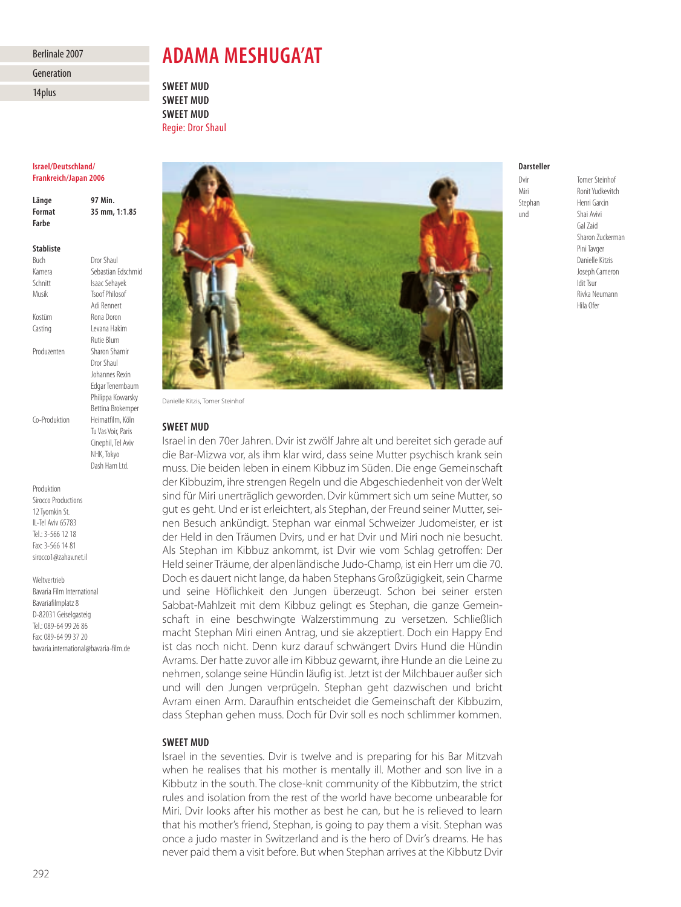Berlinale 2007

Generation

14plus

# ADAMA MESHUGA'AT

**SWEET MUD**
**SWEET MUD**
**SWEET MUD**
Regie: Dror Shaul

**Israel/Deutschland/ Frankreich/Japan 2006**

| | |
|---|---|
| **Länge** | **97 Min.** |
| **Format** | **35 mm, 1:1.85** |
| **Farbe** | |

**Stabliste**

| | |
|---|---|
| Buch | Dror Shaul |
| Kamera | Sebastian Edschmid |
| Schnitt | Isaac Sehayek |
| Musik | Tsoof Philosof |
| | Adi Rennert |
| Kostüm | Rona Doron |
| Casting | Levana Hakim |
| | Rutie Blum |
| Produzenten | Sharon Shamir |
| | Dror Shaul |
| | Johannes Rexin |
| | Edgar Tenembaum |
| | Philippa Kowarsky |
| | Bettina Brokemper |
| Co-Produktion | Heimatfilm, Köln |
| | Tu Vas Voir, Paris |
| | Cinephil, Tel Aviv |
| | NHK, Tokyo |
| | Dash Ham Ltd. |

Produktion
Sirocco Productions
12 Tyomkin St.
IL-Tel Aviv 65783
Tel.: 3-566 12 18
Fax: 3-566 14 81
sirocco1@zahav.net.il

Weltvertrieb
Bavaria Film International
Bavariafilmplatz 8
D-82031 Geiselgasteig
Tel.: 089-64 99 26 86
Fax: 089-64 99 37 20
bavaria.international@bavaria-film.de

Danielle Kitzis, Tomer Steinhof

**Darsteller**

| | |
|---|---|
| Dvir | Tomer Steinhof |
| Miri | Ronit Yudkevitch |
| Stephan | Henri Garcin |
| und | Shai Avivi |
| | Gal Zaid |
| | Sharon Zuckerman |
| | Pini Tavger |
| | Danielle Kitzis |
| | Joseph Cameron |
| | Idit Tsur |
| | Rivka Neumann |
| | Hila Ofer |

## SWEET MUD

Israel in den 70er Jahren. Dvir ist zwölf Jahre alt und bereitet sich gerade auf die Bar-Mizwa vor, als ihm klar wird, dass seine Mutter psychisch krank sein muss. Die beiden leben in einem Kibbuz im Süden. Die enge Gemeinschaft der Kibbuzim, ihre strengen Regeln und die Abgeschiedenheit von der Welt sind für Miri unerträglich geworden. Dvir kümmert sich um seine Mutter, so gut es geht. Und er ist erleichtert, als Stephan, der Freund seiner Mutter, seinen Besuch ankündigt. Stephan war einmal Schweizer Judomeister, er ist der Held in den Träumen Dvirs, und er hat Dvir und Miri noch nie besucht. Als Stephan im Kibbuz ankommt, ist Dvir wie vom Schlag getroffen: Der Held seiner Träume, der alpenländische Judo-Champ, ist ein Herr um die 70. Doch es dauert nicht lange, da haben Stephans Großzügigkeit, sein Charme und seine Höflichkeit den Jungen überzeugt. Schon bei seiner ersten Sabbat-Mahlzeit mit dem Kibbuz gelingt es Stephan, die ganze Gemeinschaft in eine beschwingte Walzerstimmung zu versetzen. Schließlich macht Stephan Miri einen Antrag, und sie akzeptiert. Doch ein Happy End ist das noch nicht. Denn kurz darauf schwängert Dvirs Hund die Hündin Avrams. Der hatte zuvor alle im Kibbuz gewarnt, ihre Hunde an die Leine zu nehmen, solange seine Hündin läufig ist. Jetzt ist der Milchbauer außer sich und will den Jungen verprügeln. Stephan geht dazwischen und bricht Avram einen Arm. Daraufhin entscheidet die Gemeinschaft der Kibbuzim, dass Stephan gehen muss. Doch für Dvir soll es noch schlimmer kommen.

## SWEET MUD

Israel in the seventies. Dvir is twelve and is preparing for his Bar Mitzvah when he realises that his mother is mentally ill. Mother and son live in a Kibbutz in the south. The close-knit community of the Kibbutzim, the strict rules and isolation from the rest of the world have become unbearable for Miri. Dvir looks after his mother as best he can, but he is relieved to learn that his mother's friend, Stephan, is going to pay them a visit. Stephan was once a judo master in Switzerland and is the hero of Dvir's dreams. He has never paid them a visit before. But when Stephan arrives at the Kibbutz Dvir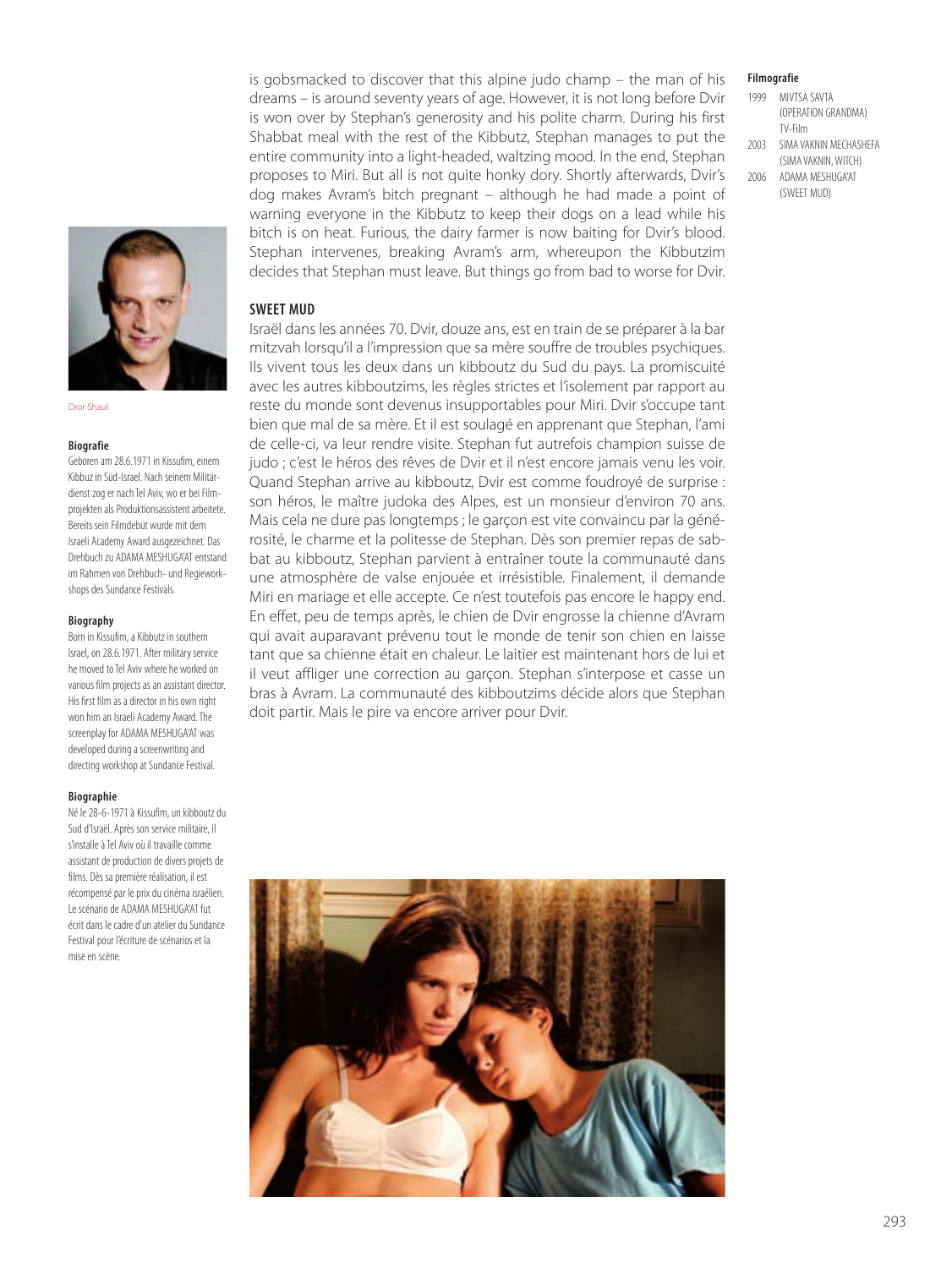is gobsmacked to discover that this alpine judo champ – the man of his dreams – is around seventy years of age. However, it is not long before Dvir is won over by Stephan's generosity and his polite charm. During his first Shabbat meal with the rest of the Kibbutz, Stephan manages to put the entire community into a light-headed, waltzing mood. In the end, Stephan proposes to Miri. But all is not quite honky dory. Shortly afterwards, Dvir's dog makes Avram's bitch pregnant – although he had made a point of warning everyone in the Kibbutz to keep their dogs on a lead while his bitch is on heat. Furious, the dairy farmer is now baiting for Dvir's blood. Stephan intervenes, breaking Avram's arm, whereupon the Kibbutzim decides that Stephan must leave. But things go from bad to worse for Dvir.

## SWEET MUD

Israël dans les années 70. Dvir, douze ans, est en train de se préparer à la bar mitzvah lorsqu'il a l'impression que sa mère souffre de troubles psychiques. Ils vivent tous les deux dans un kibboutz du Sud du pays. La promiscuité avec les autres kibboutzims, les règles strictes et l'isolement par rapport au reste du monde sont devenus insupportables pour Miri. Dvir s'occupe tant bien que mal de sa mère. Et il est soulagé en apprenant que Stephan, l'ami de celle-ci, va leur rendre visite. Stephan fut autrefois champion suisse de judo ; c'est le héros des rêves de Dvir et il n'est encore jamais venu les voir. Quand Stephan arrive au kibboutz, Dvir est comme foudroyé de surprise : son héros, le maître judoka des Alpes, est un monsieur d'environ 70 ans. Mais cela ne dure pas longtemps ; le garçon est vite convaincu par la générosité, le charme et la politesse de Stephan. Dès son premier repas de sabbat au kibboutz, Stephan parvient à entraîner toute la communauté dans une atmosphère de valse enjouée et irrésistible. Finalement, il demande Miri en mariage et elle accepte. Ce n'est toutefois pas encore le happy end. En effet, peu de temps après, le chien de Dvir engrosse la chienne d'Avram qui avait auparavant prévenu tout le monde de tenir son chien en laisse tant que sa chienne était en chaleur. Le laitier est maintenant hors de lui et il veut affliger une correction au garçon. Stephan s'interpose et casse un bras à Avram. La communauté des kibboutzims décide alors que Stephan doit partir. Mais le pire va encore arriver pour Dvir.

Dror Shaul

### Biografie

Geboren am 28.6.1971 in Kissufim, einem Kibbuz in Süd-Israel. Nach seinem Militärdienst zog er nach Tel Aviv, wo er bei Filmprojekten als Produktionsassistent arbeitete. Bereits sein Filmdebüt wurde mit dem Israeli Academy Award ausgezeichnet. Das Drehbuch zu ADAMA MESHUGA'AT entstand im Rahmen von Drehbuch- und Regieworkshops des Sundance Festivals.

### Biography

Born in Kissufim, a Kibbutz in southern Israel, on 28.6.1971. After military service he moved to Tel Aviv where he worked on various film projects as an assistant director. His first film as a director in his own right won him an Israeli Academy Award. The screenplay for ADAMA MESHUGA'AT was developed during a screenwriting and directing workshop at Sundance Festival.

### Biographie

Né le 28-6-1971 à Kissufim, un kibboutz du Sud d'Israël. Après son service militaire, il s'installe à Tel Aviv où il travaille comme assistant de production de divers projets de films. Dès sa première réalisation, il est récompensé par le prix du cinéma israélien. Le scénario de ADAMA MESHUGA'AT fut écrit dans le cadre d'un atelier du Sundance Festival pour l'écriture de scénarios et la mise en scène.

### Filmografie

| | |
|---|---|
| 1999 | MIVTSA SAVTA (OPERATION GRANDMA) TV-Film |
| 2003 | SIMA VAKNIN MECHASHEFA (SIMA VAKNIN, WITCH) |
| 2006 | ADAMA MESHUGA'AT (SWEET MUD) |